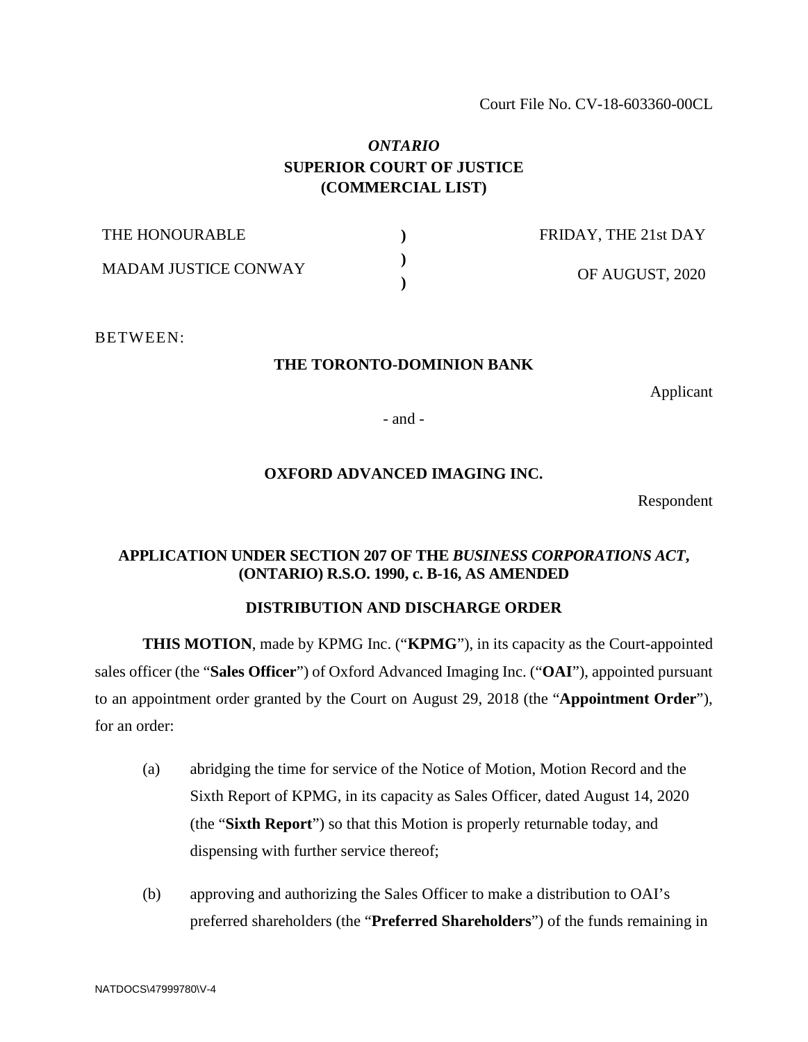Court File No. CV-18-603360-00CL

*ONTARIO*
**SUPERIOR COURT OF JUSTICE**
**(COMMERCIAL LIST)**

| THE HONOURABLE | ) | FRIDAY, THE 21st DAY |
|---|---|---|
| MADAM JUSTICE CONWAY | ) | OF AUGUST, 2020 |
| | ) | |

BETWEEN:

**THE TORONTO-DOMINION BANK**

Applicant

\- and -

**OXFORD ADVANCED IMAGING INC.**

Respondent

**APPLICATION UNDER SECTION 207 OF THE *BUSINESS CORPORATIONS ACT*, (ONTARIO) R.S.O. 1990, c. B-16, AS AMENDED**

**DISTRIBUTION AND DISCHARGE ORDER**

**THIS MOTION**, made by KPMG Inc. ("**KPMG**"), in its capacity as the Court-appointed sales officer (the "**Sales Officer**") of Oxford Advanced Imaging Inc. ("**OAI**"), appointed pursuant to an appointment order granted by the Court on August 29, 2018 (the "**Appointment Order**"), for an order:

(a) abridging the time for service of the Notice of Motion, Motion Record and the Sixth Report of KPMG, in its capacity as Sales Officer, dated August 14, 2020 (the "**Sixth Report**") so that this Motion is properly returnable today, and dispensing with further service thereof;

(b) approving and authorizing the Sales Officer to make a distribution to OAI's preferred shareholders (the "**Preferred Shareholders**") of the funds remaining in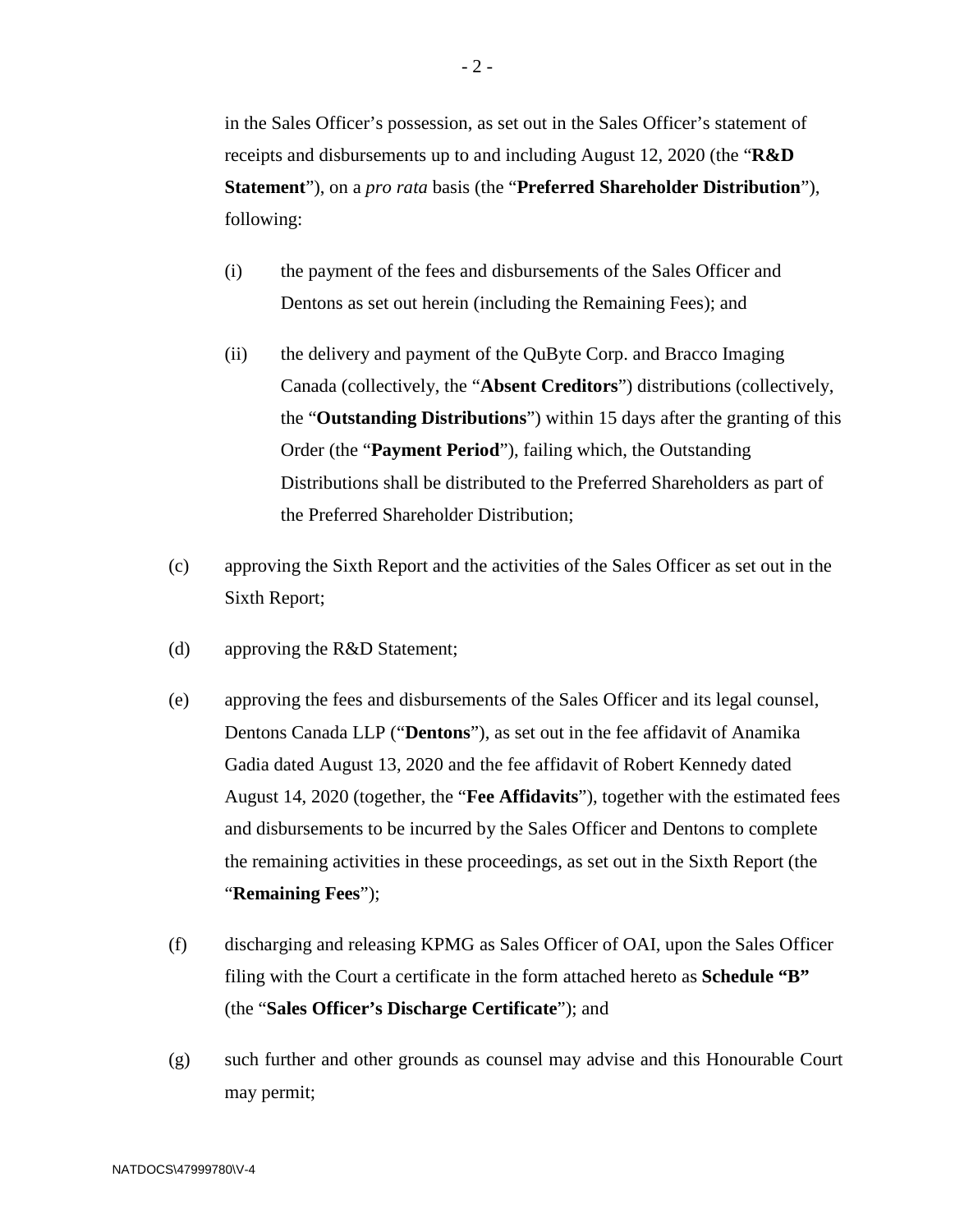in the Sales Officer's possession, as set out in the Sales Officer's statement of receipts and disbursements up to and including August 12, 2020 (the "**R&D Statement**"), on a *pro rata* basis (the "**Preferred Shareholder Distribution**"), following:

(i) the payment of the fees and disbursements of the Sales Officer and Dentons as set out herein (including the Remaining Fees); and

(ii) the delivery and payment of the QuByte Corp. and Bracco Imaging Canada (collectively, the "**Absent Creditors**") distributions (collectively, the "**Outstanding Distributions**") within 15 days after the granting of this Order (the "**Payment Period**"), failing which, the Outstanding Distributions shall be distributed to the Preferred Shareholders as part of the Preferred Shareholder Distribution;

(c) approving the Sixth Report and the activities of the Sales Officer as set out in the Sixth Report;

(d) approving the R&D Statement;

(e) approving the fees and disbursements of the Sales Officer and its legal counsel, Dentons Canada LLP ("**Dentons**"), as set out in the fee affidavit of Anamika Gadia dated August 13, 2020 and the fee affidavit of Robert Kennedy dated August 14, 2020 (together, the "**Fee Affidavits**"), together with the estimated fees and disbursements to be incurred by the Sales Officer and Dentons to complete the remaining activities in these proceedings, as set out in the Sixth Report (the "**Remaining Fees**");

(f) discharging and releasing KPMG as Sales Officer of OAI, upon the Sales Officer filing with the Court a certificate in the form attached hereto as **Schedule "B"** (the "**Sales Officer's Discharge Certificate**"); and

(g) such further and other grounds as counsel may advise and this Honourable Court may permit;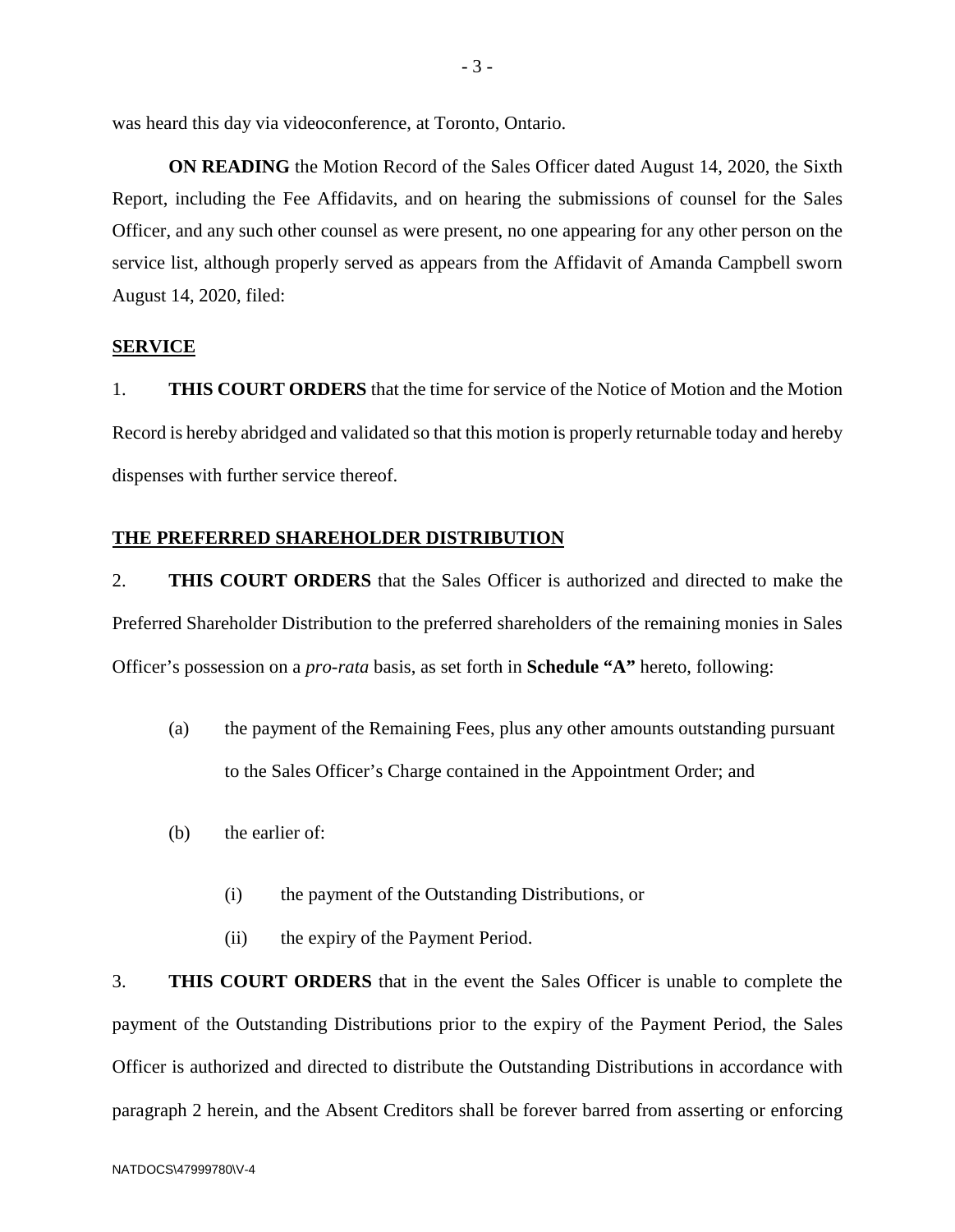was heard this day via videoconference, at Toronto, Ontario.

**ON READING** the Motion Record of the Sales Officer dated August 14, 2020, the Sixth Report, including the Fee Affidavits, and on hearing the submissions of counsel for the Sales Officer, and any such other counsel as were present, no one appearing for any other person on the service list, although properly served as appears from the Affidavit of Amanda Campbell sworn August 14, 2020, filed:

**SERVICE**

1. **THIS COURT ORDERS** that the time for service of the Notice of Motion and the Motion Record is hereby abridged and validated so that this motion is properly returnable today and hereby dispenses with further service thereof.

**THE PREFERRED SHAREHOLDER DISTRIBUTION**

2. **THIS COURT ORDERS** that the Sales Officer is authorized and directed to make the Preferred Shareholder Distribution to the preferred shareholders of the remaining monies in Sales Officer's possession on a *pro-rata* basis, as set forth in **Schedule "A"** hereto, following:

   (a) the payment of the Remaining Fees, plus any other amounts outstanding pursuant to the Sales Officer's Charge contained in the Appointment Order; and

   (b) the earlier of:

      (i) the payment of the Outstanding Distributions, or

      (ii) the expiry of the Payment Period.

3. **THIS COURT ORDERS** that in the event the Sales Officer is unable to complete the payment of the Outstanding Distributions prior to the expiry of the Payment Period, the Sales Officer is authorized and directed to distribute the Outstanding Distributions in accordance with paragraph 2 herein, and the Absent Creditors shall be forever barred from asserting or enforcing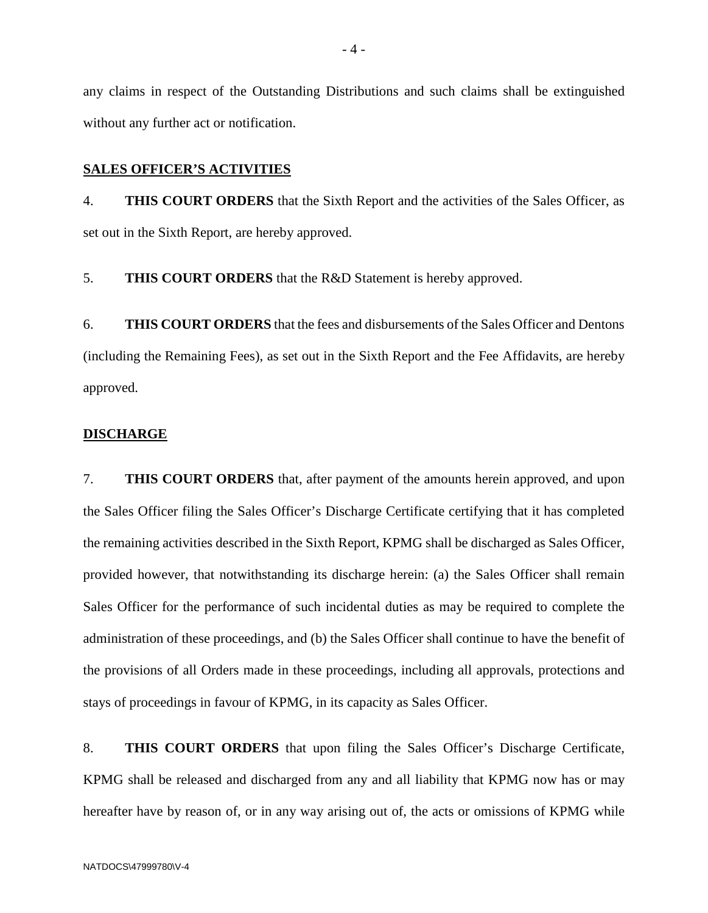any claims in respect of the Outstanding Distributions and such claims shall be extinguished without any further act or notification.

**SALES OFFICER'S ACTIVITIES**

4. **THIS COURT ORDERS** that the Sixth Report and the activities of the Sales Officer, as set out in the Sixth Report, are hereby approved.

5. **THIS COURT ORDERS** that the R&D Statement is hereby approved.

6. **THIS COURT ORDERS** that the fees and disbursements of the Sales Officer and Dentons (including the Remaining Fees), as set out in the Sixth Report and the Fee Affidavits, are hereby approved.

**DISCHARGE**

7. **THIS COURT ORDERS** that, after payment of the amounts herein approved, and upon the Sales Officer filing the Sales Officer's Discharge Certificate certifying that it has completed the remaining activities described in the Sixth Report, KPMG shall be discharged as Sales Officer, provided however, that notwithstanding its discharge herein: (a) the Sales Officer shall remain Sales Officer for the performance of such incidental duties as may be required to complete the administration of these proceedings, and (b) the Sales Officer shall continue to have the benefit of the provisions of all Orders made in these proceedings, including all approvals, protections and stays of proceedings in favour of KPMG, in its capacity as Sales Officer.

8. **THIS COURT ORDERS** that upon filing the Sales Officer's Discharge Certificate, KPMG shall be released and discharged from any and all liability that KPMG now has or may hereafter have by reason of, or in any way arising out of, the acts or omissions of KPMG while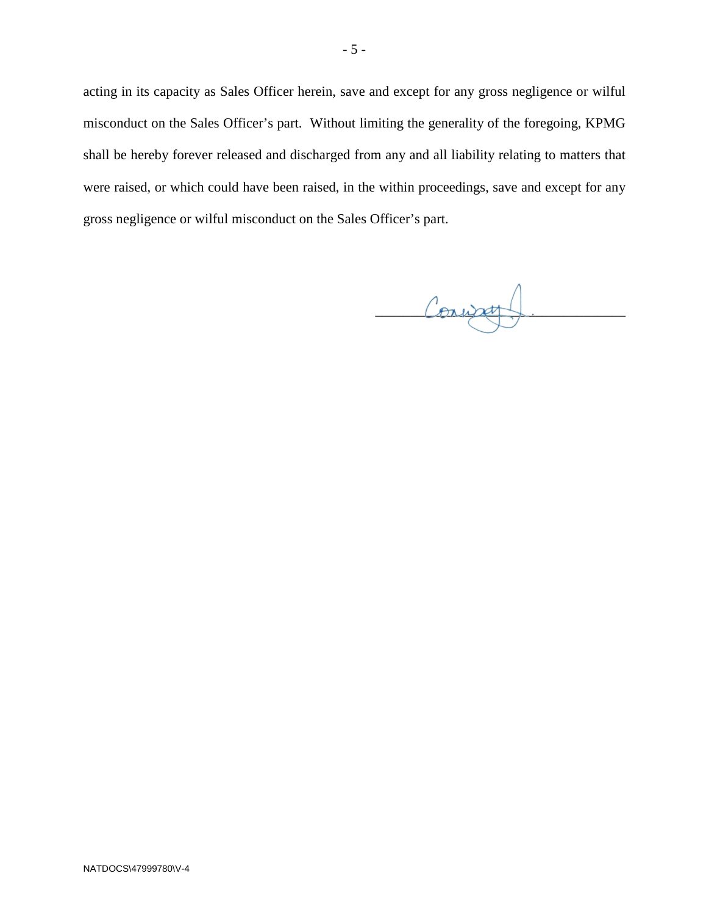acting in its capacity as Sales Officer herein, save and except for any gross negligence or wilful misconduct on the Sales Officer's part. Without limiting the generality of the foregoing, KPMG shall be hereby forever released and discharged from any and all liability relating to matters that were raised, or which could have been raised, in the within proceedings, save and except for any gross negligence or wilful misconduct on the Sales Officer's part.

Conway J.

NATDOCS\47999780\V-4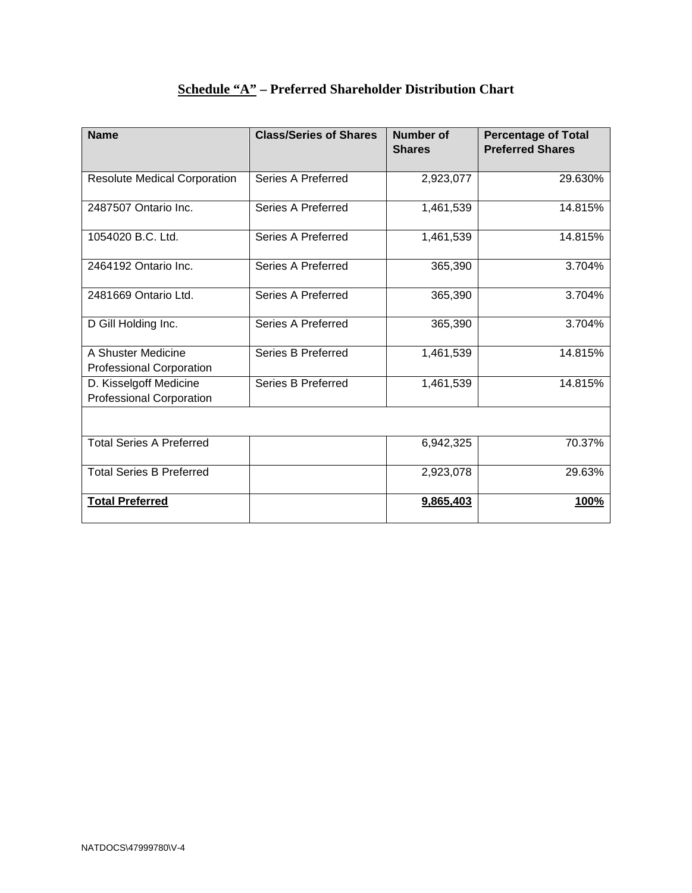# **Schedule "A" – Preferred Shareholder Distribution Chart**

| **Name** | **Class/Series of Shares** | **Number of Shares** | **Percentage of Total Preferred Shares** |
|---|---|---|---|
| Resolute Medical Corporation | Series A Preferred | 2,923,077 | 29.630% |
| 2487507 Ontario Inc. | Series A Preferred | 1,461,539 | 14.815% |
| 1054020 B.C. Ltd. | Series A Preferred | 1,461,539 | 14.815% |
| 2464192 Ontario Inc. | Series A Preferred | 365,390 | 3.704% |
| 2481669 Ontario Ltd. | Series A Preferred | 365,390 | 3.704% |
| D Gill Holding Inc. | Series A Preferred | 365,390 | 3.704% |
| A Shuster Medicine Professional Corporation | Series B Preferred | 1,461,539 | 14.815% |
| D. Kisselgoff Medicine Professional Corporation | Series B Preferred | 1,461,539 | 14.815% |
| | | | |
| Total Series A Preferred | | 6,942,325 | 70.37% |
| Total Series B Preferred | | 2,923,078 | 29.63% |
| **Total Preferred** | | **9,865,403** | **100%** |

NATDOCS\47999780\V-4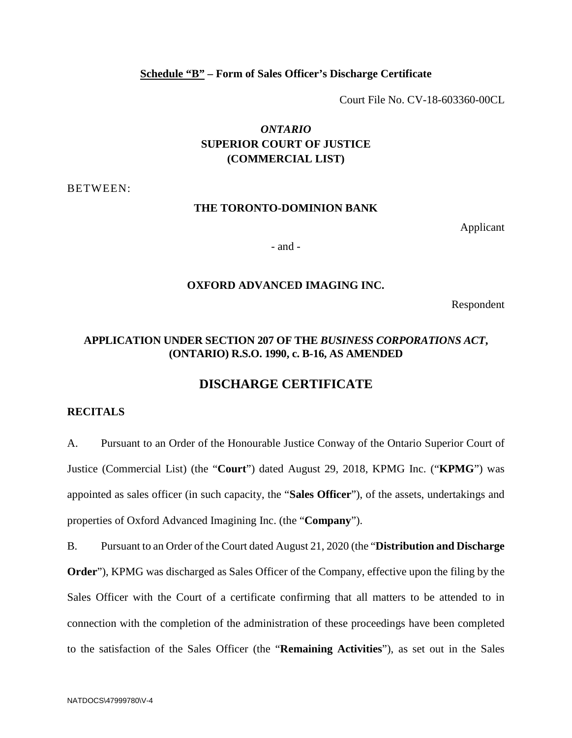**<u>Schedule "B"</u> – Form of Sales Officer's Discharge Certificate**

Court File No. CV-18-603360-00CL

***ONTARIO***
**SUPERIOR COURT OF JUSTICE**
**(COMMERCIAL LIST)**

BETWEEN:

**THE TORONTO-DOMINION BANK**

Applicant

\- and -

**OXFORD ADVANCED IMAGING INC.**

Respondent

**APPLICATION UNDER SECTION 207 OF THE *BUSINESS CORPORATIONS ACT*, (ONTARIO) R.S.O. 1990, c. B-16, AS AMENDED**

## DISCHARGE CERTIFICATE

**RECITALS**

A. Pursuant to an Order of the Honourable Justice Conway of the Ontario Superior Court of Justice (Commercial List) (the "**Court**") dated August 29, 2018, KPMG Inc. ("**KPMG**") was appointed as sales officer (in such capacity, the "**Sales Officer**"), of the assets, undertakings and properties of Oxford Advanced Imagining Inc. (the "**Company**").

B. Pursuant to an Order of the Court dated August 21, 2020 (the "**Distribution and Discharge Order**"), KPMG was discharged as Sales Officer of the Company, effective upon the filing by the Sales Officer with the Court of a certificate confirming that all matters to be attended to in connection with the completion of the administration of these proceedings have been completed to the satisfaction of the Sales Officer (the "**Remaining Activities**"), as set out in the Sales

NATDOCS\47999780\V-4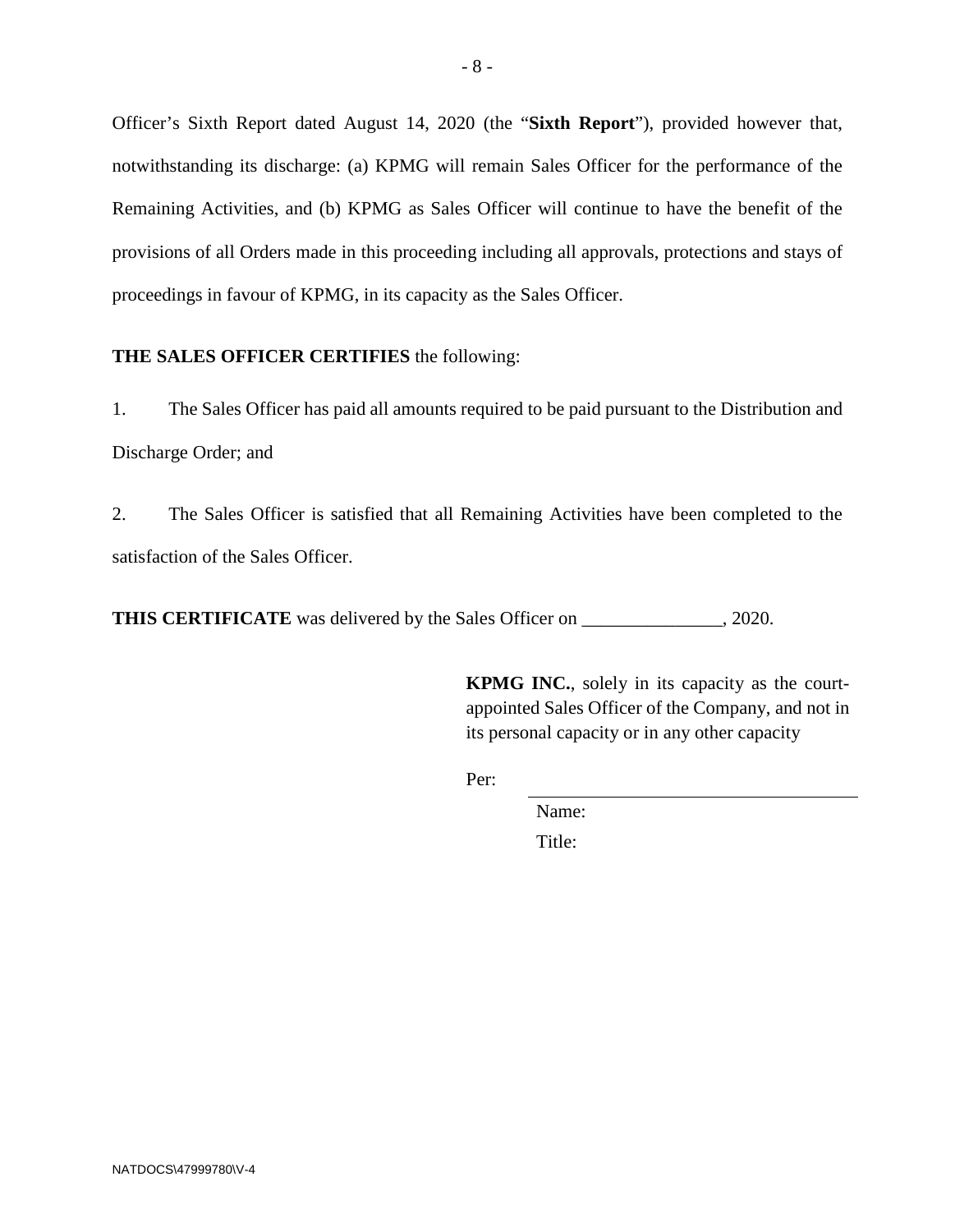Officer's Sixth Report dated August 14, 2020 (the "**Sixth Report**"), provided however that, notwithstanding its discharge: (a) KPMG will remain Sales Officer for the performance of the Remaining Activities, and (b) KPMG as Sales Officer will continue to have the benefit of the provisions of all Orders made in this proceeding including all approvals, protections and stays of proceedings in favour of KPMG, in its capacity as the Sales Officer.

**THE SALES OFFICER CERTIFIES** the following:

1. The Sales Officer has paid all amounts required to be paid pursuant to the Distribution and Discharge Order; and

2. The Sales Officer is satisfied that all Remaining Activities have been completed to the satisfaction of the Sales Officer.

**THIS CERTIFICATE** was delivered by the Sales Officer on _______________, 2020.

**KPMG INC.**, solely in its capacity as the court-appointed Sales Officer of the Company, and not in its personal capacity or in any other capacity

Per: ___________________________________

Name:

Title:

NATDOCS\47999780\V-4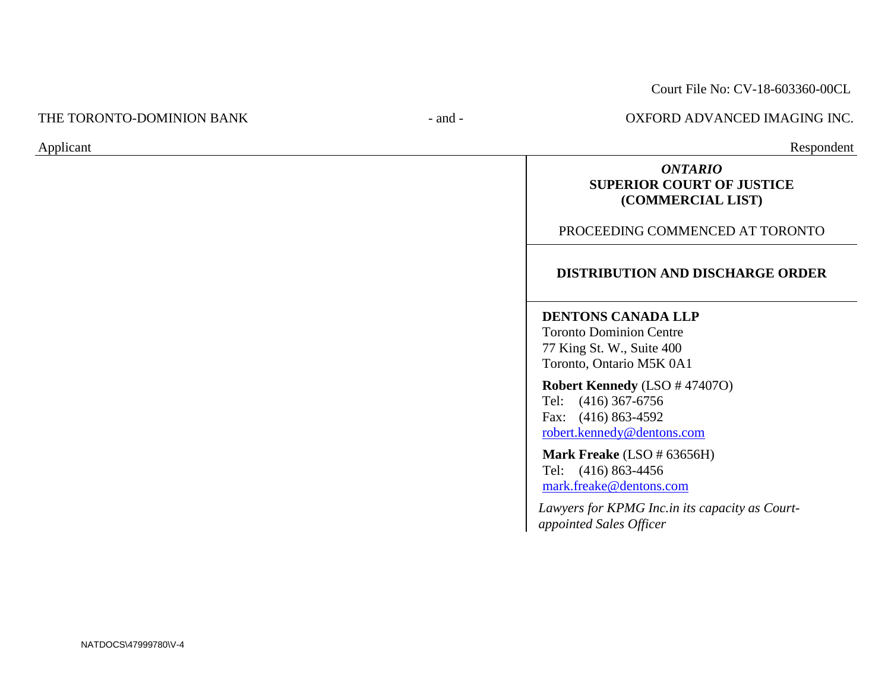Court File No: CV-18-603360-00CL

THE TORONTO-DOMINION BANK - and - OXFORD ADVANCED IMAGING INC.

Applicant Respondent

*ONTARIO*
**SUPERIOR COURT OF JUSTICE**
**(COMMERCIAL LIST)**

PROCEEDING COMMENCED AT TORONTO

**DISTRIBUTION AND DISCHARGE ORDER**

**DENTONS CANADA LLP**
Toronto Dominion Centre
77 King St. W., Suite 400
Toronto, Ontario M5K 0A1

**Robert Kennedy** (LSO # 47407O)
Tel: (416) 367-6756
Fax: (416) 863-4592
robert.kennedy@dentons.com

**Mark Freake** (LSO # 63656H)
Tel: (416) 863-4456
mark.freake@dentons.com

*Lawyers for KPMG Inc.in its capacity as Court-appointed Sales Officer*

NATDOCS\47999780\V-4